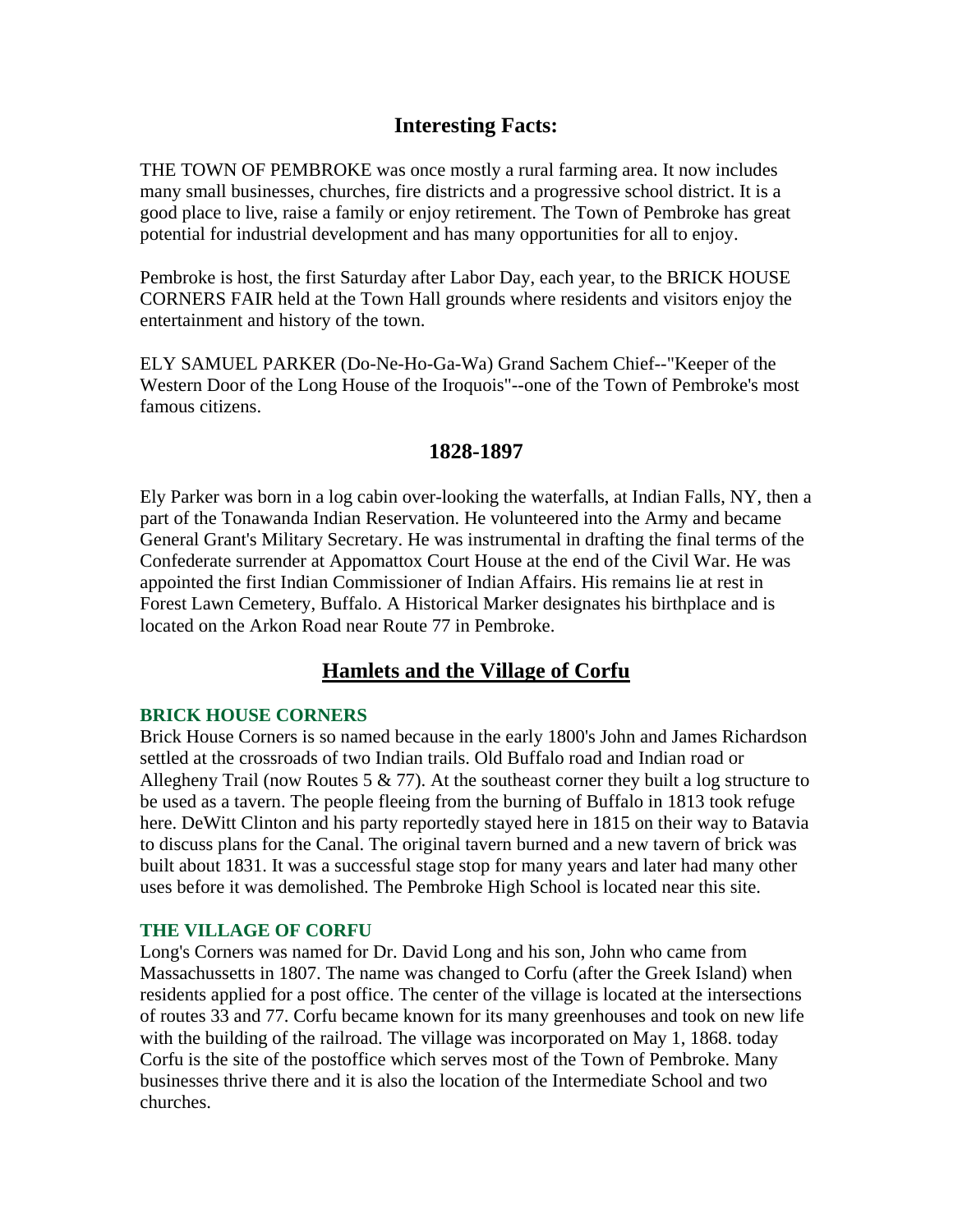## Interesting Facts:

THE TOWN OF PEMBROKE was once mostly a rural farming area. It now includes many small businesses, churches, fire districts and a progressive school district. It is a good place to live, raise a family or enjoy retirement. The Town of Pembroke has great potential for industrial development and has many opportunities for all to enjoy.

Pembroke is host, the first Saturday after Labor Day, each year, to the BRICK HOUSE CORNERS FAIR held at the Town Hall grounds where residents and visitors enjoy the entertainment and history of the town.

ELY SAMUEL PARKER (Do-Ne-Ho-Ga-Wa) Grand Sachem Chief--"Keeper of the Western Door of the Long House of the Iroquois"--one of the Town of Pembroke's most famous citizens.

## 1828-1897

Ely Parker was born in a log cabin over-looking the waterfalls, at Indian Falls, NY, then a part of the Tonawanda Indian Reservation. He volunteered into the Army and became General Grant's Military Secretary. He was instrumental in drafting the final terms of the Confederate surrender at Appomattox Court House at the end of the Civil War. He was appointed the first Indian Commissioner of Indian Affairs. His remains lie at rest in Forest Lawn Cemetery, Buffalo. A Historical Marker designates his birthplace and is located on the Arkon Road near Route 77 in Pembroke.

## Hamlets and the Village of Corfu

### BRICK HOUSE CORNERS

Brick House Corners is so named because in the early 1800's John and James Richardson settled at the crossroads of two Indian trails. Old Buffalo road and Indian road or Allegheny Trail (now Routes 5 & 77). At the southeast corner they built a log structure to be used as a tavern. The people fleeing from the burning of Buffalo in 1813 took refuge here. DeWitt Clinton and his party reportedly stayed here in 1815 on their way to Batavia to discuss plans for the Canal. The original tavern burned and a new tavern of brick was built about 1831. It was a successful stage stop for many years and later had many other uses before it was demolished. The Pembroke High School is located near this site.

### THE VILLAGE OF CORFU

Long's Corners was named for Dr. David Long and his son, John who came from Massachussetts in 1807. The name was changed to Corfu (after the Greek Island) when residents applied for a post office. The center of the village is located at the intersections of routes 33 and 77. Corfu became known for its many greenhouses and took on new life with the building of the railroad. The village was incorporated on May 1, 1868. today Corfu is the site of the postoffice which serves most of the Town of Pembroke. Many businesses thrive there and it is also the location of the Intermediate School and two churches.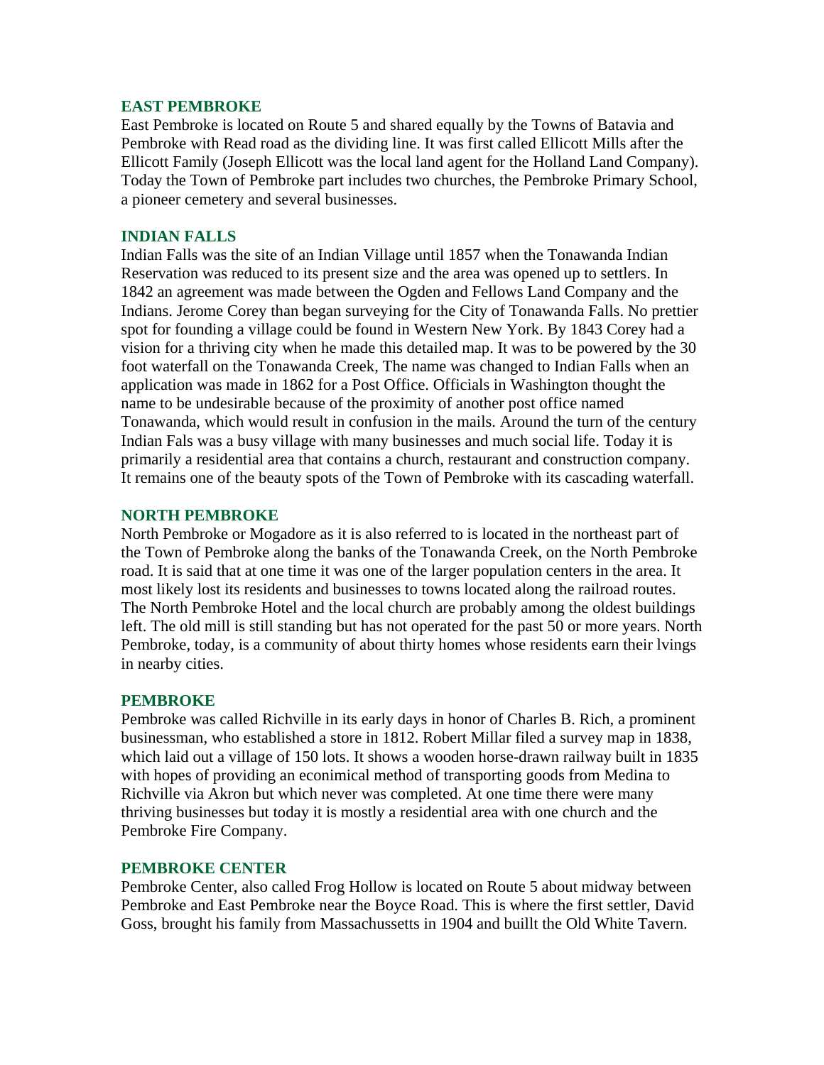## EAST PEMBROKE

East Pembroke is located on Route 5 and shared equally by the Towns of Batavia and Pembroke with Read road as the dividing line. It was first called Ellicott Mills after the Ellicott Family (Joseph Ellicott was the local land agent for the Holland Land Company). Today the Town of Pembroke part includes two churches, the Pembroke Primary School, a pioneer cemetery and several businesses.

## INDIAN FALLS

Indian Falls was the site of an Indian Village until 1857 when the Tonawanda Indian Reservation was reduced to its present size and the area was opened up to settlers. In 1842 an agreement was made between the Ogden and Fellows Land Company and the Indians. Jerome Corey than began surveying for the City of Tonawanda Falls. No prettier spot for founding a village could be found in Western New York. By 1843 Corey had a vision for a thriving city when he made this detailed map. It was to be powered by the 30 foot waterfall on the Tonawanda Creek, The name was changed to Indian Falls when an application was made in 1862 for a Post Office. Officials in Washington thought the name to be undesirable because of the proximity of another post office named Tonawanda, which would result in confusion in the mails. Around the turn of the century Indian Fals was a busy village with many businesses and much social life. Today it is primarily a residential area that contains a church, restaurant and construction company. It remains one of the beauty spots of the Town of Pembroke with its cascading waterfall.

## NORTH PEMBROKE

North Pembroke or Mogadore as it is also referred to is located in the northeast part of the Town of Pembroke along the banks of the Tonawanda Creek, on the North Pembroke road. It is said that at one time it was one of the larger population centers in the area. It most likely lost its residents and businesses to towns located along the railroad routes. The North Pembroke Hotel and the local church are probably among the oldest buildings left. The old mill is still standing but has not operated for the past 50 or more years. North Pembroke, today, is a community of about thirty homes whose residents earn their lvings in nearby cities.

## PEMBROKE

Pembroke was called Richville in its early days in honor of Charles B. Rich, a prominent businessman, who established a store in 1812. Robert Millar filed a survey map in 1838, which laid out a village of 150 lots. It shows a wooden horse-drawn railway built in 1835 with hopes of providing an econimical method of transporting goods from Medina to Richville via Akron but which never was completed. At one time there were many thriving businesses but today it is mostly a residential area with one church and the Pembroke Fire Company.

## PEMBROKE CENTER

Pembroke Center, also called Frog Hollow is located on Route 5 about midway between Pembroke and East Pembroke near the Boyce Road. This is where the first settler, David Goss, brought his family from Massachussetts in 1904 and buillt the Old White Tavern.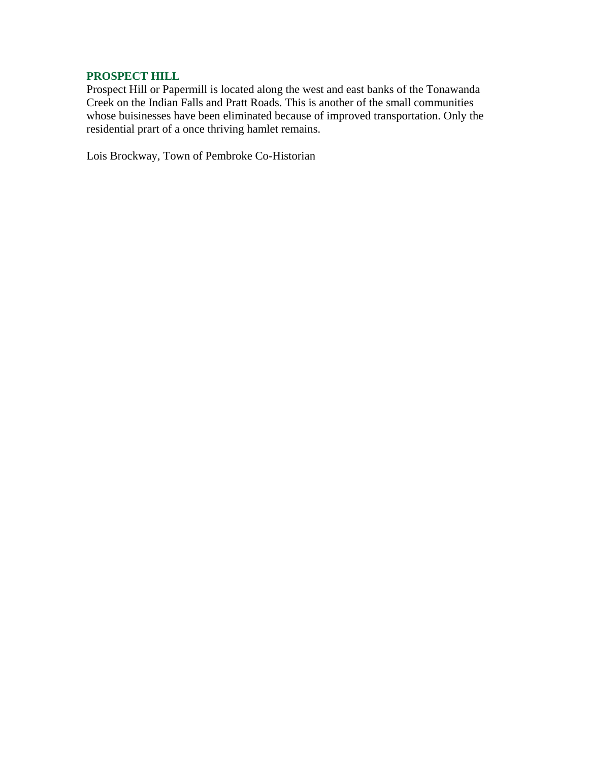## PROSPECT HILL

Prospect Hill or Papermill is located along the west and east banks of the Tonawanda Creek on the Indian Falls and Pratt Roads. This is another of the small communities whose buisinesses have been eliminated because of improved transportation. Only the residential prart of a once thriving hamlet remains.

Lois Brockway, Town of Pembroke Co-Historian